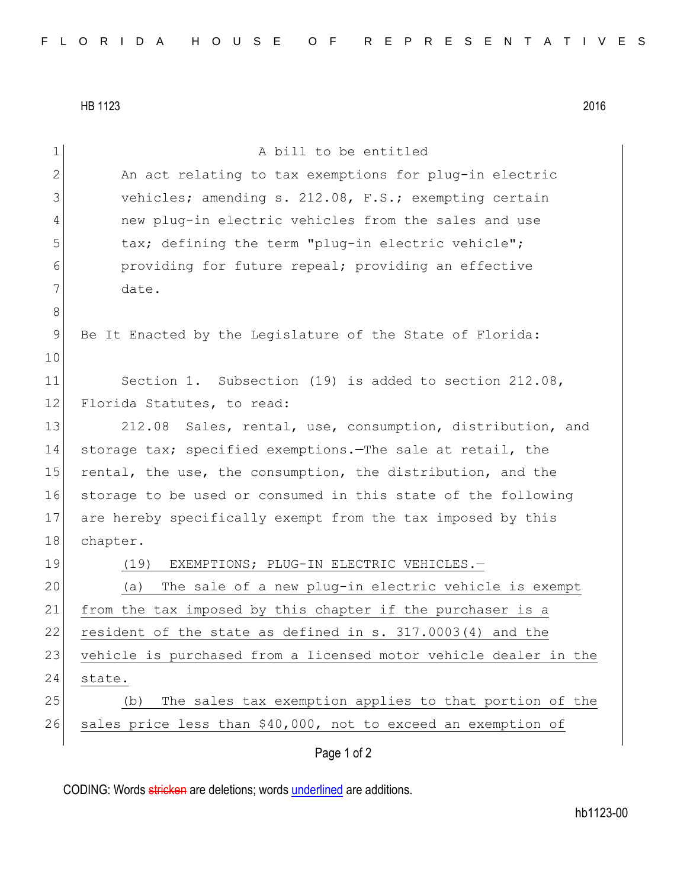HB 1123 2016

A bill to be entitled

An act relating to tax exemptions for plug-in electric vehicles; amending s. 212.08, F.S.; exempting certain new plug-in electric vehicles from the sales and use tax; defining the term "plug-in electric vehicle"; providing for future repeal; providing an effective date.

Be It Enacted by the Legislature of the State of Florida:

Section 1. Subsection (19) is added to section 212.08, Florida Statutes, to read:

212.08 Sales, rental, use, consumption, distribution, and storage tax; specified exemptions.—The sale at retail, the rental, the use, the consumption, the distribution, and the storage to be used or consumed in this state of the following are hereby specifically exempt from the tax imposed by this chapter.

(19) EXEMPTIONS; PLUG-IN ELECTRIC VEHICLES.—

(a) The sale of a new plug-in electric vehicle is exempt from the tax imposed by this chapter if the purchaser is a resident of the state as defined in s. 317.0003(4) and the vehicle is purchased from a licensed motor vehicle dealer in the state.

(b) The sales tax exemption applies to that portion of the sales price less than $40,000, not to exceed an exemption of

CODING: Words stricken are deletions; words underlined are additions.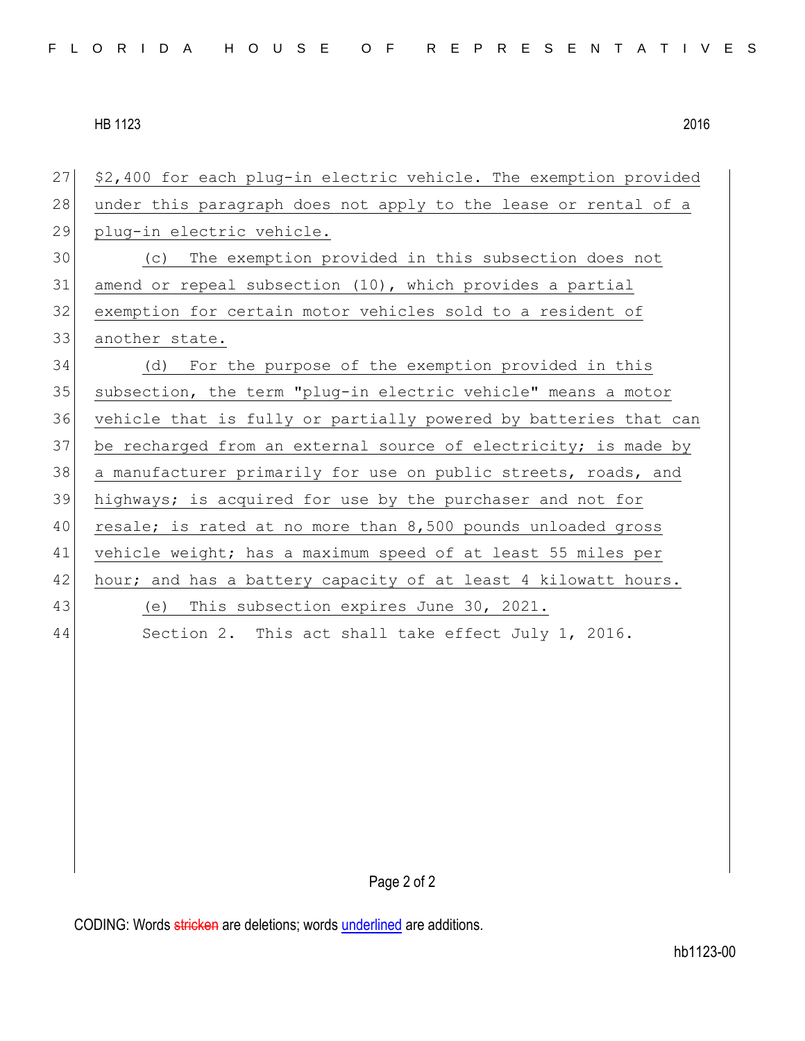$2,400 for each plug-in electric vehicle. The exemption provided under this paragraph does not apply to the lease or rental of a plug-in electric vehicle.

(c) The exemption provided in this subsection does not amend or repeal subsection (10), which provides a partial exemption for certain motor vehicles sold to a resident of another state.

(d) For the purpose of the exemption provided in this subsection, the term "plug-in electric vehicle" means a motor vehicle that is fully or partially powered by batteries that can be recharged from an external source of electricity; is made by a manufacturer primarily for use on public streets, roads, and highways; is acquired for use by the purchaser and not for resale; is rated at no more than 8,500 pounds unloaded gross vehicle weight; has a maximum speed of at least 55 miles per hour; and has a battery capacity of at least 4 kilowatt hours.

(e) This subsection expires June 30, 2021.

Section 2. This act shall take effect July 1, 2016.

CODING: Words stricken are deletions; words underlined are additions.